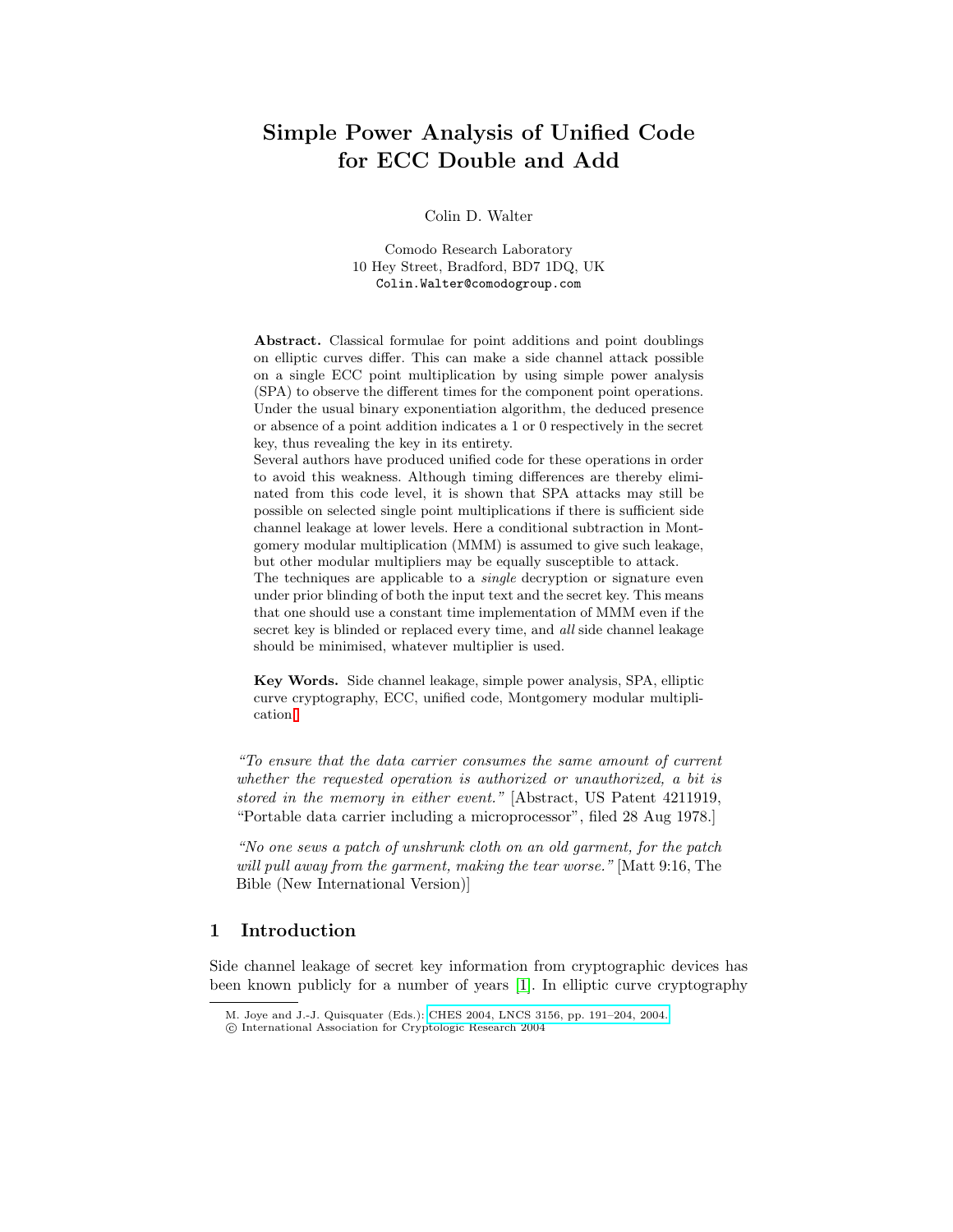# Simple Power Analysis of Unified Code for ECC Double and Add

Colin D. Walter

Comodo Research Laboratory
10 Hey Street, Bradford, BD7 1DQ, UK
Colin.Walter@comodogroup.com

**Abstract.** Classical formulae for point additions and point doublings on elliptic curves differ. This can make a side channel attack possible on a single ECC point multiplication by using simple power analysis (SPA) to observe the different times for the component point operations. Under the usual binary exponentiation algorithm, the deduced presence or absence of a point addition indicates a 1 or 0 respectively in the secret key, thus revealing the key in its entirety.

Several authors have produced unified code for these operations in order to avoid this weakness. Although timing differences are thereby eliminated from this code level, it is shown that SPA attacks may still be possible on selected single point multiplications if there is sufficient side channel leakage at lower levels. Here a conditional subtraction in Montgomery modular multiplication (MMM) is assumed to give such leakage, but other modular multipliers may be equally susceptible to attack.

The techniques are applicable to a *single* decryption or signature even under prior blinding of both the input text and the secret key. This means that one should use a constant time implementation of MMM even if the secret key is blinded or replaced every time, and *all* side channel leakage should be minimised, whatever multiplier is used.

**Key Words.** Side channel leakage, simple power analysis, SPA, elliptic curve cryptography, ECC, unified code, Montgomery modular multiplication.

*"To ensure that the data carrier consumes the same amount of current whether the requested operation is authorized or unauthorized, a bit is stored in the memory in either event."* [Abstract, US Patent 4211919, "Portable data carrier including a microprocessor", filed 28 Aug 1978.]

*"No one sews a patch of unshrunk cloth on an old garment, for the patch will pull away from the garment, making the tear worse."* [Matt 9:16, The Bible (New International Version)]

## 1 Introduction

Side channel leakage of secret key information from cryptographic devices has been known publicly for a number of years [1]. In elliptic curve cryptography

M. Joye and J.-J. Quisquater (Eds.): CHES 2004, LNCS 3156, pp. 191–204, 2004.
© International Association for Cryptologic Research 2004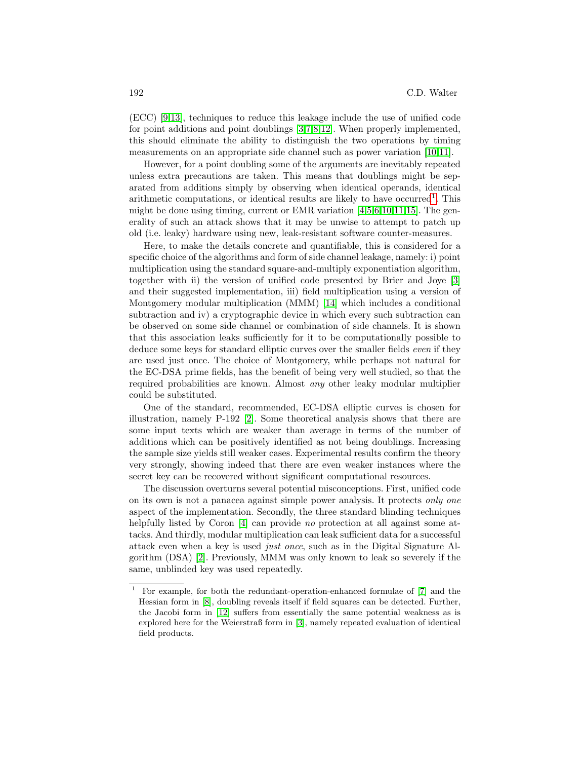(ECC) [9,13], techniques to reduce this leakage include the use of unified code for point additions and point doublings [3,7,8,12]. When properly implemented, this should eliminate the ability to distinguish the two operations by timing measurements on an appropriate side channel such as power variation [10,11].

However, for a point doubling some of the arguments are inevitably repeated unless extra precautions are taken. This means that doublings might be separated from additions simply by observing when identical operands, identical arithmetic computations, or identical results are likely to have occurred[1]. This might be done using timing, current or EMR variation [4,5,6,10,11,15]. The generality of such an attack shows that it may be unwise to attempt to patch up old (i.e. leaky) hardware using new, leak-resistant software counter-measures.

Here, to make the details concrete and quantifiable, this is considered for a specific choice of the algorithms and form of side channel leakage, namely: i) point multiplication using the standard square-and-multiply exponentiation algorithm, together with ii) the version of unified code presented by Brier and Joye [3] and their suggested implementation, iii) field multiplication using a version of Montgomery modular multiplication (MMM) [14] which includes a conditional subtraction and iv) a cryptographic device in which every such subtraction can be observed on some side channel or combination of side channels. It is shown that this association leaks sufficiently for it to be computationally possible to deduce some keys for standard elliptic curves over the smaller fields *even* if they are used just once. The choice of Montgomery, while perhaps not natural for the EC-DSA prime fields, has the benefit of being very well studied, so that the required probabilities are known. Almost *any* other leaky modular multiplier could be substituted.

One of the standard, recommended, EC-DSA elliptic curves is chosen for illustration, namely P-192 [2]. Some theoretical analysis shows that there are some input texts which are weaker than average in terms of the number of additions which can be positively identified as not being doublings. Increasing the sample size yields still weaker cases. Experimental results confirm the theory very strongly, showing indeed that there are even weaker instances where the secret key can be recovered without significant computational resources.

The discussion overturns several potential misconceptions. First, unified code on its own is not a panacea against simple power analysis. It protects *only one* aspect of the implementation. Secondly, the three standard blinding techniques helpfully listed by Coron [4] can provide *no* protection at all against some attacks. And thirdly, modular multiplication can leak sufficient data for a successful attack even when a key is used *just once*, such as in the Digital Signature Algorithm (DSA) [2]. Previously, MMM was only known to leak so severely if the same, unblinded key was used repeatedly.

---

[1] For example, for both the redundant-operation-enhanced formulae of [7] and the Hessian form in [8], doubling reveals itself if field squares can be detected. Further, the Jacobi form in [12] suffers from essentially the same potential weakness as is explored here for the Weierstraß form in [3], namely repeated evaluation of identical field products.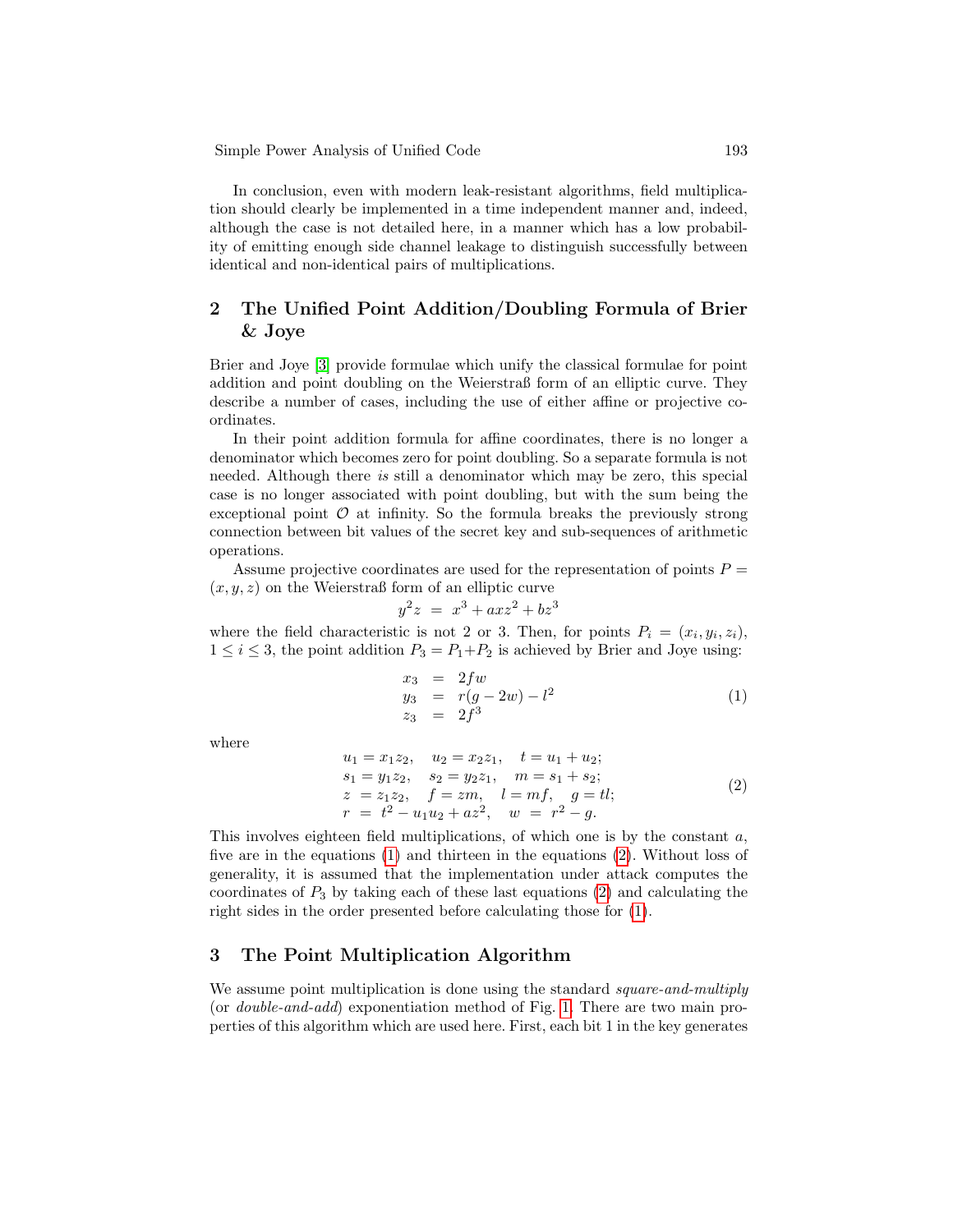In conclusion, even with modern leak-resistant algorithms, field multiplication should clearly be implemented in a time independent manner and, indeed, although the case is not detailed here, in a manner which has a low probability of emitting enough side channel leakage to distinguish successfully between identical and non-identical pairs of multiplications.

## 2 The Unified Point Addition/Doubling Formula of Brier & Joye

Brier and Joye [3] provide formulae which unify the classical formulae for point addition and point doubling on the Weierstraß form of an elliptic curve. They describe a number of cases, including the use of either affine or projective co-ordinates.

In their point addition formula for affine coordinates, there is no longer a denominator which becomes zero for point doubling. So a separate formula is not needed. Although there *is* still a denominator which may be zero, this special case is no longer associated with point doubling, but with the sum being the exceptional point $\mathcal{O}$ at infinity. So the formula breaks the previously strong connection between bit values of the secret key and sub-sequences of arithmetic operations.

Assume projective coordinates are used for the representation of points $P = (x, y, z)$ on the Weierstraß form of an elliptic curve

$$y^2 z \ = \ x^3 + axz^2 + bz^3$$

where the field characteristic is not 2 or 3. Then, for points $P_i = (x_i, y_i, z_i)$, $1 \leq i \leq 3$, the point addition $P_3 = P_1 + P_2$ is achieved by Brier and Joye using:

$$\begin{aligned} x_3 &= 2fw \\ y_3 &= r(g - 2w) - l^2 \\ z_3 &= 2f^3 \end{aligned} \tag{1}$$

where

$$\begin{aligned} &u_1 = x_1 z_2, \quad u_2 = x_2 z_1, \quad t = u_1 + u_2; \\ &s_1 = y_1 z_2, \quad s_2 = y_2 z_1, \quad m = s_1 + s_2; \\ &z \ = z_1 z_2, \quad f = zm, \quad l = mf, \quad g = tl; \\ &r \ = \ t^2 - u_1 u_2 + az^2, \quad w \ = \ r^2 - g. \end{aligned} \tag{2}$$

This involves eighteen field multiplications, of which one is by the constant $a$, five are in the equations (1) and thirteen in the equations (2). Without loss of generality, it is assumed that the implementation under attack computes the coordinates of $P_3$ by taking each of these last equations (2) and calculating the right sides in the order presented before calculating those for (1).

## 3 The Point Multiplication Algorithm

We assume point multiplication is done using the standard *square-and-multiply* (or *double-and-add*) exponentiation method of Fig. 1. There are two main properties of this algorithm which are used here. First, each bit 1 in the key generates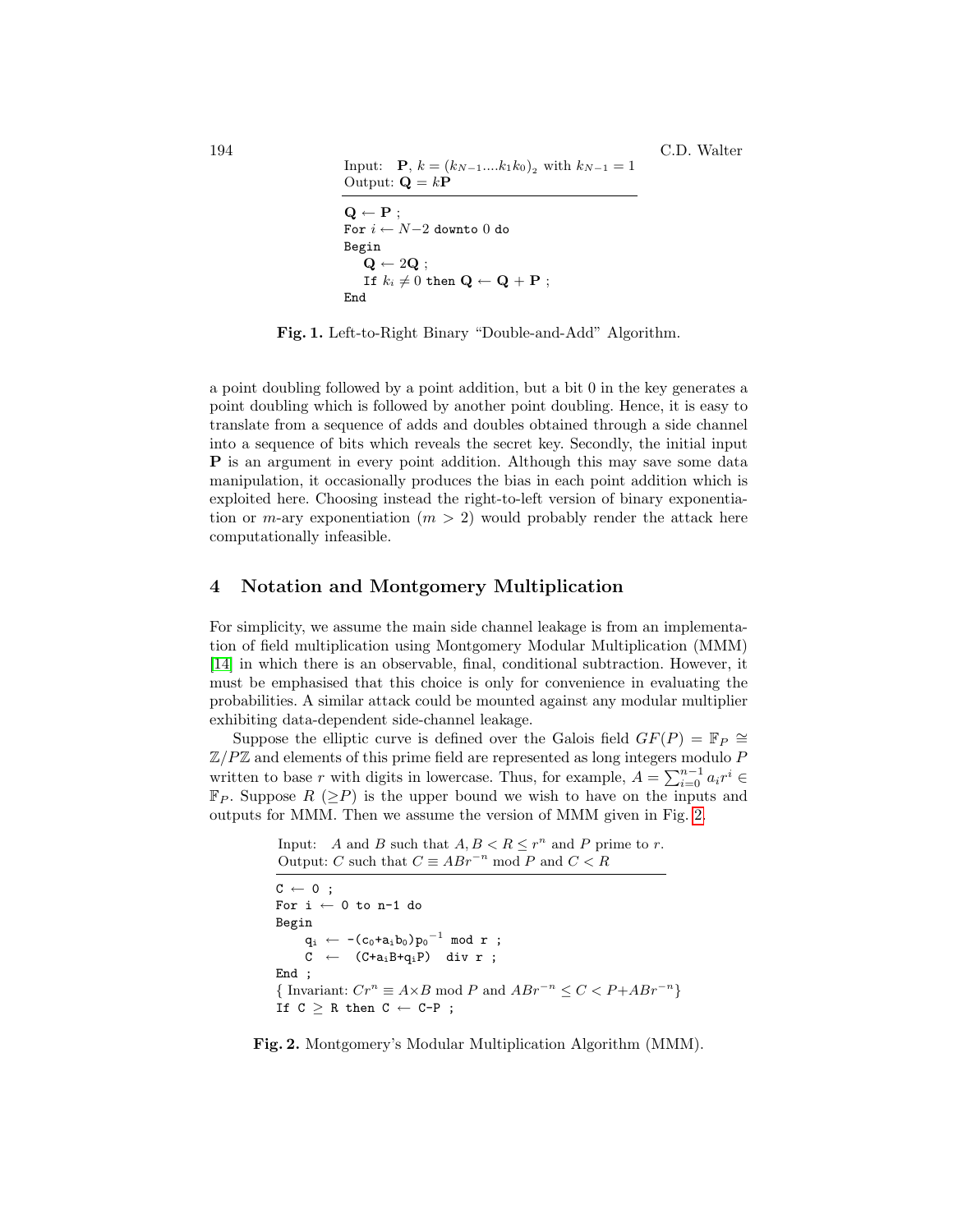Input: $\mathbf{P}$, $k = (k_{N-1}....k_1k_0)_2$ with $k_{N-1} = 1$
Output: $\mathbf{Q} = k\mathbf{P}$

```
Q ← P ;
For i ← N−2 downto 0 do
Begin
    Q ← 2Q ;
    If k_i ≠ 0 then Q ← Q + P ;
End
```

**Fig. 1.** Left-to-Right Binary "Double-and-Add" Algorithm.

a point doubling followed by a point addition, but a bit 0 in the key generates a point doubling which is followed by another point doubling. Hence, it is easy to translate from a sequence of adds and doubles obtained through a side channel into a sequence of bits which reveals the secret key. Secondly, the initial input $\mathbf{P}$ is an argument in every point addition. Although this may save some data manipulation, it occasionally produces the bias in each point addition which is exploited here. Choosing instead the right-to-left version of binary exponentiation or $m$-ary exponentiation ($m > 2$) would probably render the attack here computationally infeasible.

## 4 Notation and Montgomery Multiplication

For simplicity, we assume the main side channel leakage is from an implementation of field multiplication using Montgomery Modular Multiplication (MMM) [14] in which there is an observable, final, conditional subtraction. However, it must be emphasised that this choice is only for convenience in evaluating the probabilities. A similar attack could be mounted against any modular multiplier exhibiting data-dependent side-channel leakage.

Suppose the elliptic curve is defined over the Galois field $GF(P) = \mathbb{F}_P \cong \mathbb{Z}/P\mathbb{Z}$ and elements of this prime field are represented as long integers modulo $P$ written to base $r$ with digits in lowercase. Thus, for example, $A = \sum_{i=0}^{n-1} a_i r^i \in \mathbb{F}_P$. Suppose $R$ ($\geq P$) is the upper bound we wish to have on the inputs and outputs for MMM. Then we assume the version of MMM given in Fig. 2.

Input: $A$ and $B$ such that $A, B < R \leq r^n$ and $P$ prime to $r$.
Output: $C$ such that $C \equiv ABr^{-n} \bmod P$ and $C < R$

```
C ← 0 ;
For i ← 0 to n-1 do
Begin
    q_i ← -(c_0+a_i b_0)p_0^-1 mod r ;
    C  ← (C+a_i B+q_i P) div r ;
End ;
{ Invariant: Cr^n ≡ A×B mod P and ABr^-n ≤ C < P+ABr^-n }
If C ≥ R then C ← C-P ;
```

**Fig. 2.** Montgomery's Modular Multiplication Algorithm (MMM).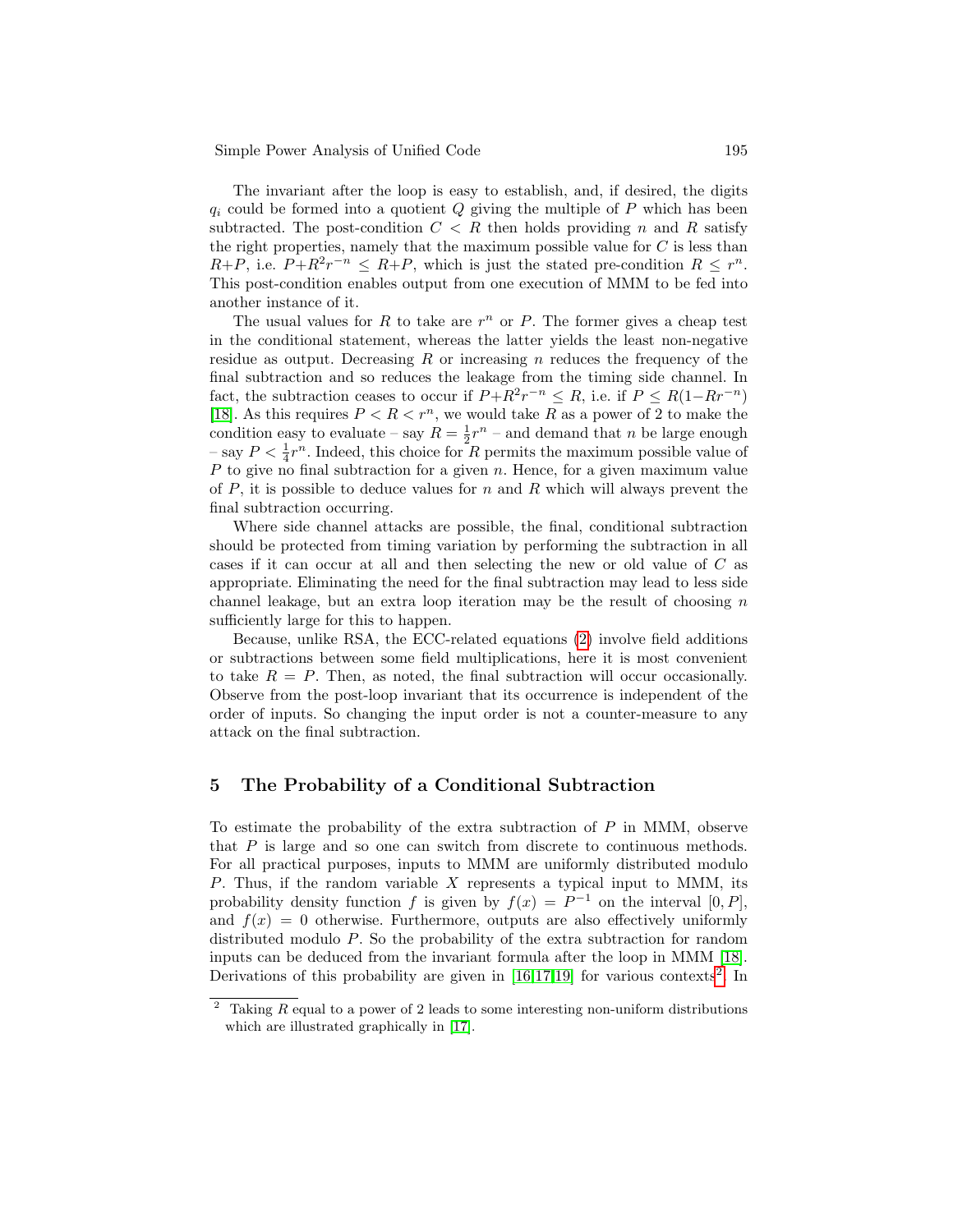The invariant after the loop is easy to establish, and, if desired, the digits $q_i$ could be formed into a quotient $Q$ giving the multiple of $P$ which has been subtracted. The post-condition $C < R$ then holds providing $n$ and $R$ satisfy the right properties, namely that the maximum possible value for $C$ is less than $R+P$, i.e. $P+R^2r^{-n} \le R+P$, which is just the stated pre-condition $R \le r^n$. This post-condition enables output from one execution of MMM to be fed into another instance of it.

The usual values for $R$ to take are $r^n$ or $P$. The former gives a cheap test in the conditional statement, whereas the latter yields the least non-negative residue as output. Decreasing $R$ or increasing $n$ reduces the frequency of the final subtraction and so reduces the leakage from the timing side channel. In fact, the subtraction ceases to occur if $P+R^2r^{-n} \le R$, i.e. if $P \le R(1-Rr^{-n})$ [18]. As this requires $P < R < r^n$, we would take $R$ as a power of 2 to make the condition easy to evaluate – say $R = \frac{1}{2}r^n$ – and demand that $n$ be large enough – say $P < \frac{1}{4}r^n$. Indeed, this choice for $R$ permits the maximum possible value of $P$ to give no final subtraction for a given $n$. Hence, for a given maximum value of $P$, it is possible to deduce values for $n$ and $R$ which will always prevent the final subtraction occurring.

Where side channel attacks are possible, the final, conditional subtraction should be protected from timing variation by performing the subtraction in all cases if it can occur at all and then selecting the new or old value of $C$ as appropriate. Eliminating the need for the final subtraction may lead to less side channel leakage, but an extra loop iteration may be the result of choosing $n$ sufficiently large for this to happen.

Because, unlike RSA, the ECC-related equations (2) involve field additions or subtractions between some field multiplications, here it is most convenient to take $R = P$. Then, as noted, the final subtraction will occur occasionally. Observe from the post-loop invariant that its occurrence is independent of the order of inputs. So changing the input order is not a counter-measure to any attack on the final subtraction.

## 5 The Probability of a Conditional Subtraction

To estimate the probability of the extra subtraction of $P$ in MMM, observe that $P$ is large and so one can switch from discrete to continuous methods. For all practical purposes, inputs to MMM are uniformly distributed modulo $P$. Thus, if the random variable $X$ represents a typical input to MMM, its probability density function $f$ is given by $f(x) = P^{-1}$ on the interval $[0, P]$, and $f(x) = 0$ otherwise. Furthermore, outputs are also effectively uniformly distributed modulo $P$. So the probability of the extra subtraction for random inputs can be deduced from the invariant formula after the loop in MMM [18]. Derivations of this probability are given in [16,17,19] for various contexts[2]. In

[2] Taking $R$ equal to a power of 2 leads to some interesting non-uniform distributions which are illustrated graphically in [17].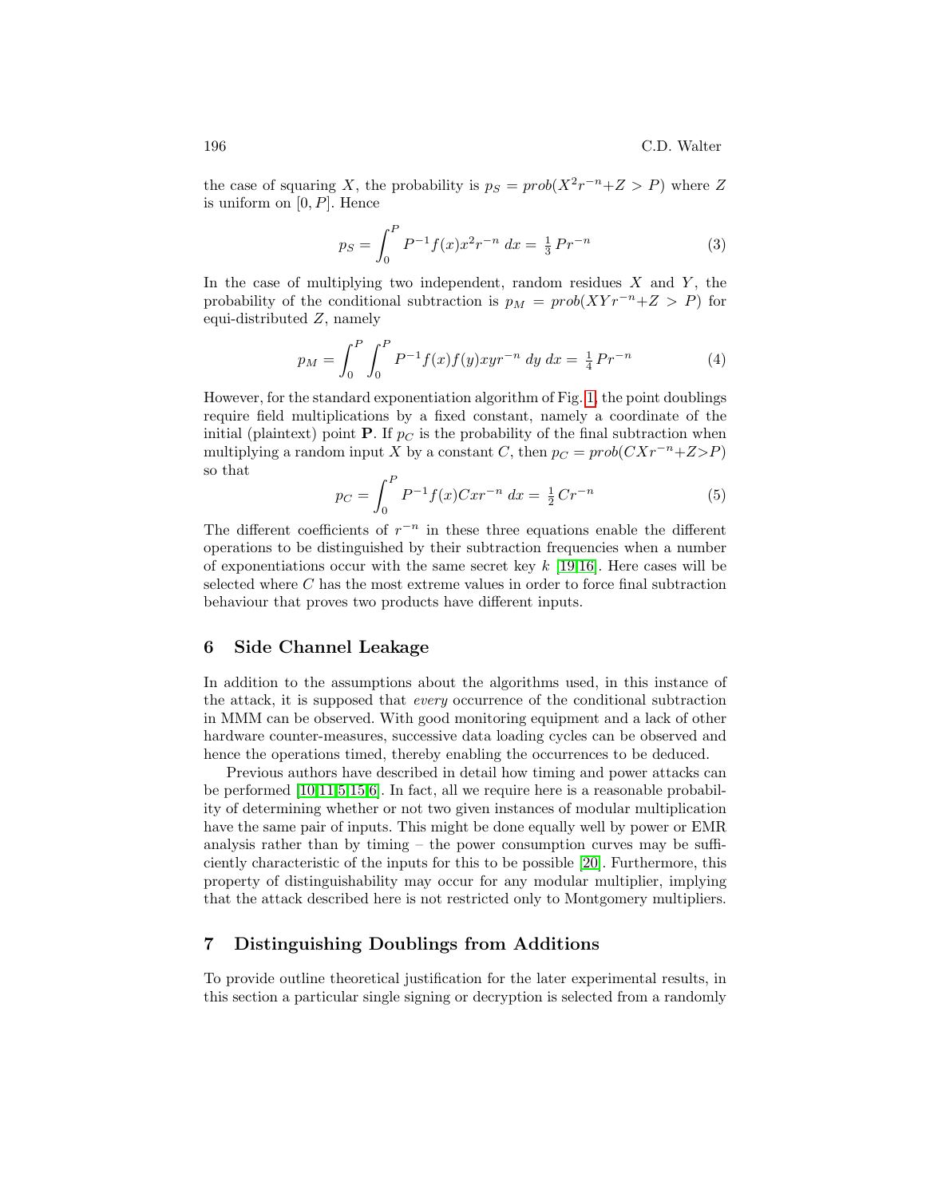the case of squaring $X$, the probability is $p_S = prob(X^2r^{-n}+Z > P)$ where $Z$ is uniform on $[0, P]$. Hence

$$p_S = \int_0^P P^{-1}f(x)x^2r^{-n}\,dx = \tfrac{1}{3}\,Pr^{-n} \tag{3}$$

In the case of multiplying two independent, random residues $X$ and $Y$, the probability of the conditional subtraction is $p_M = prob(XYr^{-n}+Z > P)$ for equi-distributed $Z$, namely

$$p_M = \int_0^P \int_0^P P^{-1}f(x)f(y)xyr^{-n}\,dy\,dx = \tfrac{1}{4}\,Pr^{-n} \tag{4}$$

However, for the standard exponentiation algorithm of Fig. 1, the point doublings require field multiplications by a fixed constant, namely a coordinate of the initial (plaintext) point $\mathbf{P}$. If $p_C$ is the probability of the final subtraction when multiplying a random input $X$ by a constant $C$, then $p_C = prob(CXr^{-n}+Z{>}P)$ so that

$$p_C = \int_0^P P^{-1}f(x)Cxr^{-n}\,dx = \tfrac{1}{2}\,Cr^{-n} \tag{5}$$

The different coefficients of $r^{-n}$ in these three equations enable the different operations to be distinguished by their subtraction frequencies when a number of exponentiations occur with the same secret key $k$ [19,16]. Here cases will be selected where $C$ has the most extreme values in order to force final subtraction behaviour that proves two products have different inputs.

## 6 Side Channel Leakage

In addition to the assumptions about the algorithms used, in this instance of the attack, it is supposed that *every* occurrence of the conditional subtraction in MMM can be observed. With good monitoring equipment and a lack of other hardware counter-measures, successive data loading cycles can be observed and hence the operations timed, thereby enabling the occurrences to be deduced.

Previous authors have described in detail how timing and power attacks can be performed [10,11,5,15,6]. In fact, all we require here is a reasonable probability of determining whether or not two given instances of modular multiplication have the same pair of inputs. This might be done equally well by power or EMR analysis rather than by timing – the power consumption curves may be sufficiently characteristic of the inputs for this to be possible [20]. Furthermore, this property of distinguishability may occur for any modular multiplier, implying that the attack described here is not restricted only to Montgomery multipliers.

## 7 Distinguishing Doublings from Additions

To provide outline theoretical justification for the later experimental results, in this section a particular single signing or decryption is selected from a randomly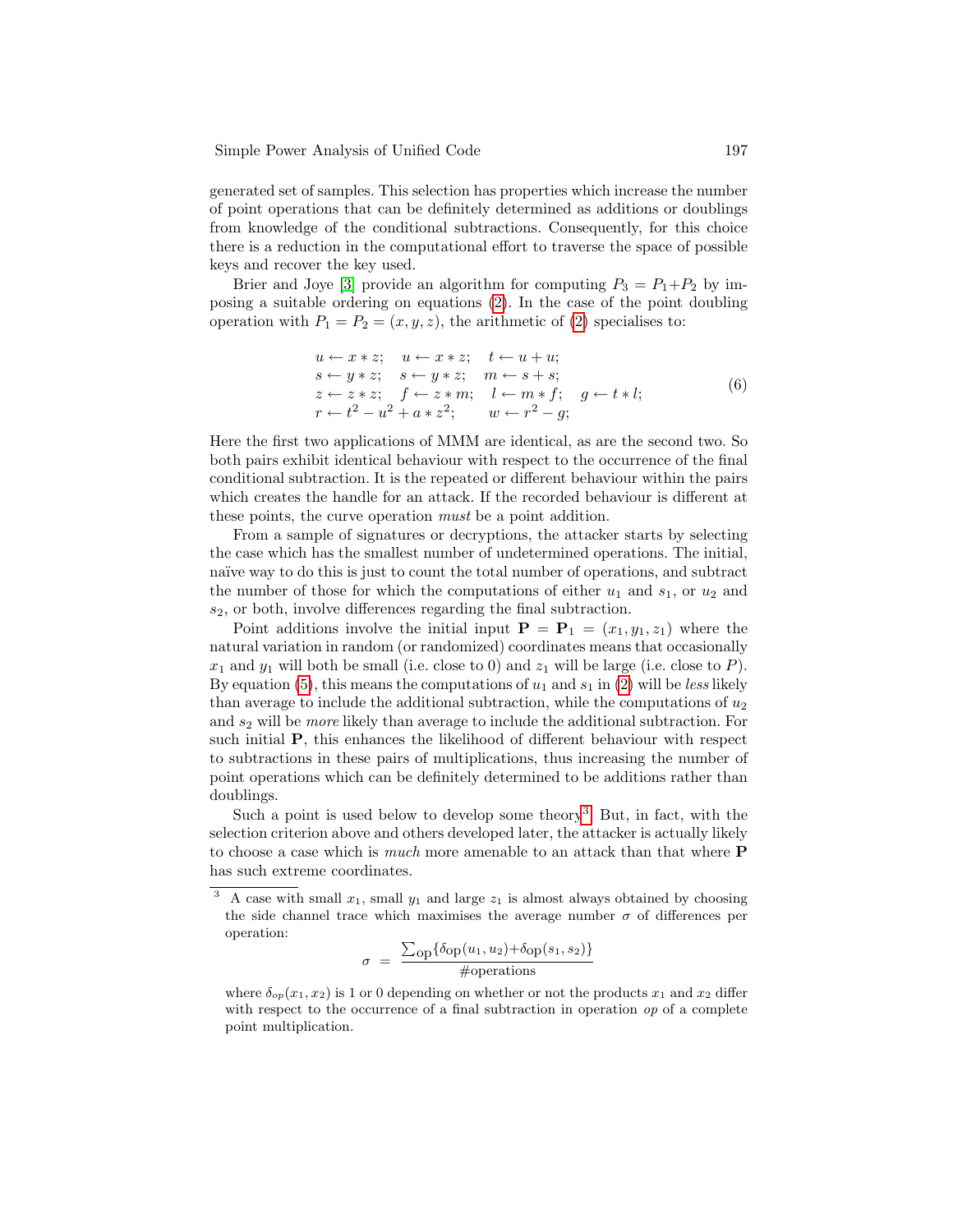generated set of samples. This selection has properties which increase the number of point operations that can be definitely determined as additions or doublings from knowledge of the conditional subtractions. Consequently, for this choice there is a reduction in the computational effort to traverse the space of possible keys and recover the key used.

Brier and Joye [3] provide an algorithm for computing $P_3 = P_1 + P_2$ by imposing a suitable ordering on equations (2). In the case of the point doubling operation with $P_1 = P_2 = (x, y, z)$, the arithmetic of (2) specialises to:

$$
\begin{array}{llll}
u \leftarrow x * z; & u \leftarrow x * z; & t \leftarrow u + u; & \\
s \leftarrow y * z; & s \leftarrow y * z; & m \leftarrow s + s; & \\
z \leftarrow z * z; & f \leftarrow z * m; & l \leftarrow m * f; & g \leftarrow t * l; \\
r \leftarrow t^2 - u^2 + a * z^2; & & w \leftarrow r^2 - g; &
\end{array}
\tag{6}
$$

Here the first two applications of MMM are identical, as are the second two. So both pairs exhibit identical behaviour with respect to the occurrence of the final conditional subtraction. It is the repeated or different behaviour within the pairs which creates the handle for an attack. If the recorded behaviour is different at these points, the curve operation *must* be a point addition.

From a sample of signatures or decryptions, the attacker starts by selecting the case which has the smallest number of undetermined operations. The initial, naïve way to do this is just to count the total number of operations, and subtract the number of those for which the computations of either $u_1$ and $s_1$, or $u_2$ and $s_2$, or both, involve differences regarding the final subtraction.

Point additions involve the initial input $\mathbf{P} = \mathbf{P}_1 = (x_1, y_1, z_1)$ where the natural variation in random (or randomized) coordinates means that occasionally $x_1$ and $y_1$ will both be small (i.e. close to 0) and $z_1$ will be large (i.e. close to $P$). By equation (5), this means the computations of $u_1$ and $s_1$ in (2) will be *less* likely than average to include the additional subtraction, while the computations of $u_2$ and $s_2$ will be *more* likely than average to include the additional subtraction. For such initial $\mathbf{P}$, this enhances the likelihood of different behaviour with respect to subtractions in these pairs of multiplications, thus increasing the number of point operations which can be definitely determined to be additions rather than doublings.

Such a point is used below to develop some theory[3]. But, in fact, with the selection criterion above and others developed later, the attacker is actually likely to choose a case which is *much* more amenable to an attack than that where $\mathbf{P}$ has such extreme coordinates.

---

[3] A case with small $x_1$, small $y_1$ and large $z_1$ is almost always obtained by choosing the side channel trace which maximises the average number $\sigma$ of differences per operation:

$$
\sigma = \frac{\sum_{\text{op}} \{\delta_{\text{op}}(u_1, u_2) + \delta_{\text{op}}(s_1, s_2)\}}{\#\text{operations}}
$$

where $\delta_{op}(x_1, x_2)$ is 1 or 0 depending on whether or not the products $x_1$ and $x_2$ differ with respect to the occurrence of a final subtraction in operation $op$ of a complete point multiplication.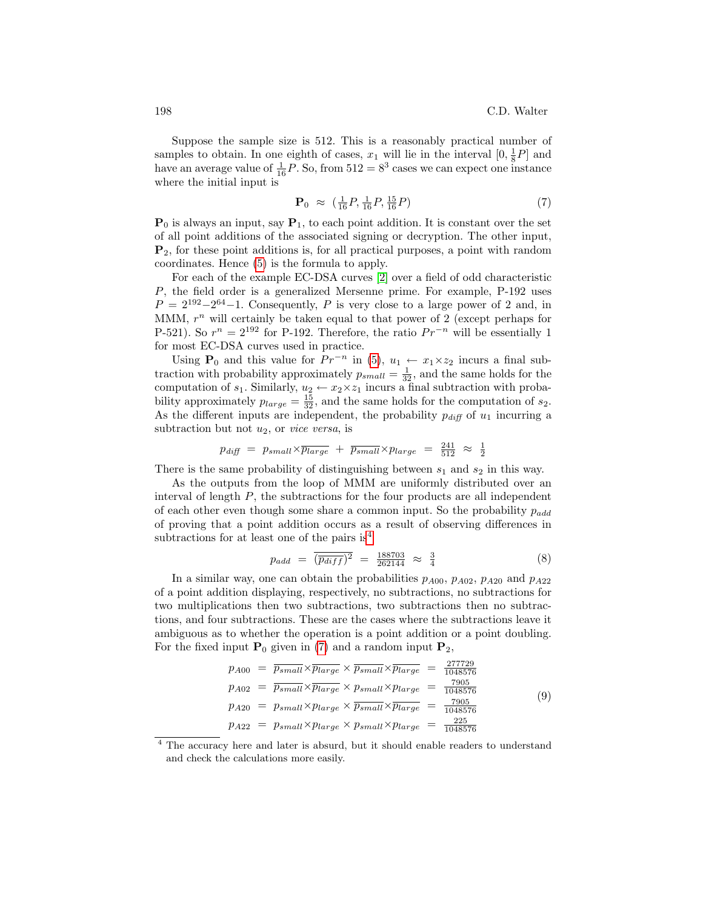Suppose the sample size is 512. This is a reasonably practical number of samples to obtain. In one eighth of cases, $x_1$ will lie in the interval $[0, \frac{1}{8}P]$ and have an average value of $\frac{1}{16}P$. So, from $512 = 8^3$ cases we can expect one instance where the initial input is

$$\mathbf{P}_0 \approx (\tfrac{1}{16}P, \tfrac{1}{16}P, \tfrac{15}{16}P) \tag{7}$$

$\mathbf{P}_0$ is always an input, say $\mathbf{P}_1$, to each point addition. It is constant over the set of all point additions of the associated signing or decryption. The other input, $\mathbf{P}_2$, for these point additions is, for all practical purposes, a point with random coordinates. Hence (5) is the formula to apply.

For each of the example EC-DSA curves [2] over a field of odd characteristic $P$, the field order is a generalized Mersenne prime. For example, P-192 uses $P = 2^{192} - 2^{64} - 1$. Consequently, $P$ is very close to a large power of 2 and, in MMM, $r^n$ will certainly be taken equal to that power of 2 (except perhaps for P-521). So $r^n = 2^{192}$ for P-192. Therefore, the ratio $Pr^{-n}$ will be essentially 1 for most EC-DSA curves used in practice.

Using $\mathbf{P}_0$ and this value for $Pr^{-n}$ in (5), $u_1 \leftarrow x_1 \times z_2$ incurs a final subtraction with probability approximately $p_{small} = \frac{1}{32}$, and the same holds for the computation of $s_1$. Similarly, $u_2 \leftarrow x_2 \times z_1$ incurs a final subtraction with probability approximately $p_{large} = \frac{15}{32}$, and the same holds for the computation of $s_2$. As the different inputs are independent, the probability $p_{diff}$ of $u_1$ incurring a subtraction but not $u_2$, or *vice versa*, is

$$p_{diff} = p_{small} \times \overline{p_{large}} + \overline{p_{small}} \times p_{large} = \tfrac{241}{512} \approx \tfrac{1}{2}$$

There is the same probability of distinguishing between $s_1$ and $s_2$ in this way.

As the outputs from the loop of MMM are uniformly distributed over an interval of length $P$, the subtractions for the four products are all independent of each other even though some share a common input. So the probability $p_{add}$ of proving that a point addition occurs as a result of observing differences in subtractions for at least one of the pairs is[4]

$$p_{add} = \overline{(\overline{p_{diff}})^2} = \tfrac{188703}{262144} \approx \tfrac{3}{4} \tag{8}$$

In a similar way, one can obtain the probabilities $p_{A00}$, $p_{A02}$, $p_{A20}$ and $p_{A22}$ of a point addition displaying, respectively, no subtractions, no subtractions for two multiplications then two subtractions, two subtractions then no subtractions, and four subtractions. These are the cases where the subtractions leave it ambiguous as to whether the operation is a point addition or a point doubling. For the fixed input $\mathbf{P}_0$ given in (7) and a random input $\mathbf{P}_2$,

$$\begin{aligned}
p_{A00} &= \overline{p_{small}} \times \overline{p_{large}} \times \overline{p_{small}} \times \overline{p_{large}} = \tfrac{277729}{1048576} \\
p_{A02} &= \overline{p_{small}} \times \overline{p_{large}} \times p_{small} \times p_{large} = \tfrac{7905}{1048576} \\
p_{A20} &= p_{small} \times p_{large} \times \overline{p_{small}} \times \overline{p_{large}} = \tfrac{7905}{1048576} \\
p_{A22} &= p_{small} \times p_{large} \times p_{small} \times p_{large} = \tfrac{225}{1048576}
\end{aligned} \tag{9}$$

[4] The accuracy here and later is absurd, but it should enable readers to understand and check the calculations more easily.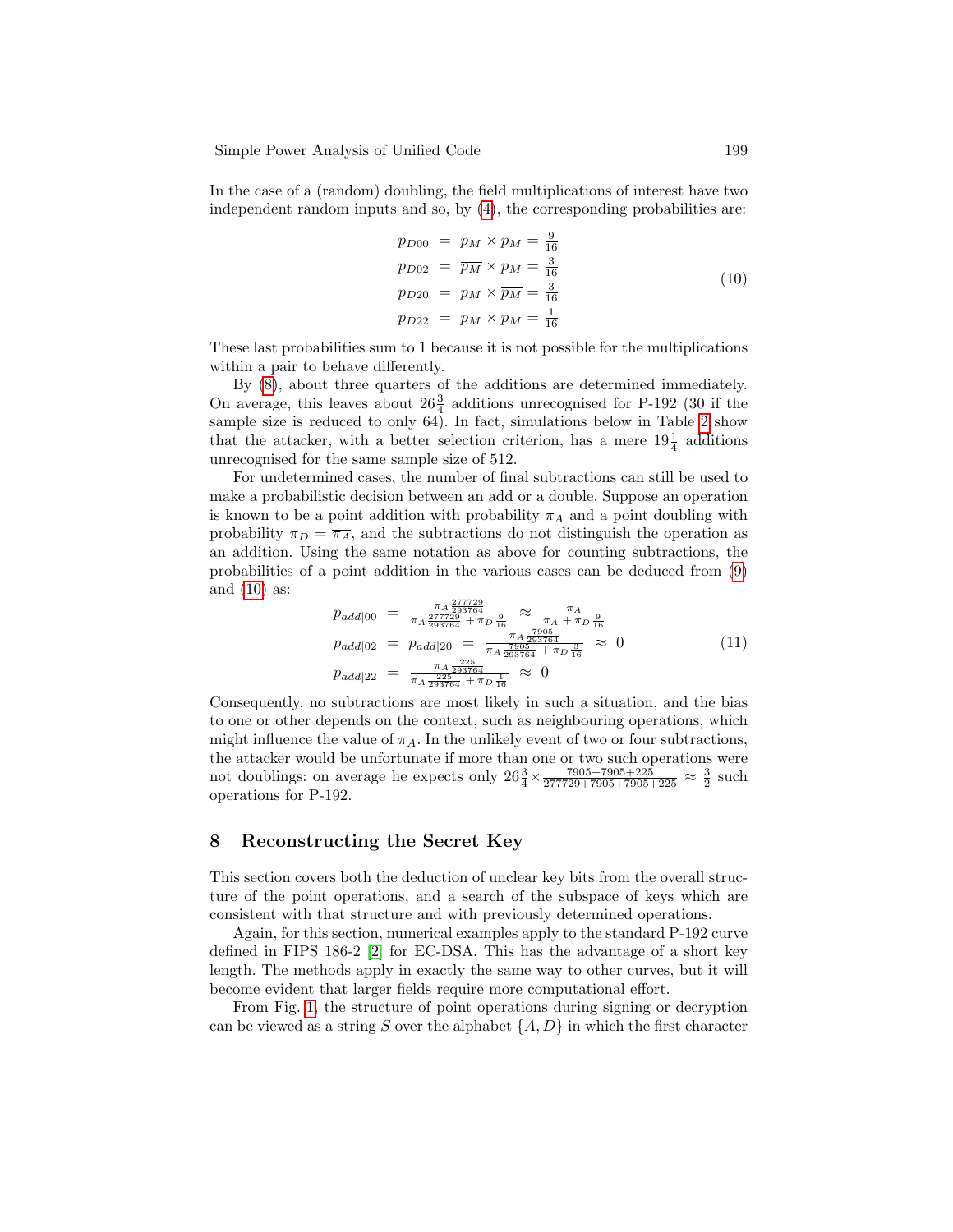In the case of a (random) doubling, the field multiplications of interest have two independent random inputs and so, by (4), the corresponding probabilities are:

$$\begin{aligned}
p_{D00} &= \overline{p_M} \times \overline{p_M} = \tfrac{9}{16} \\
p_{D02} &= \overline{p_M} \times p_M = \tfrac{3}{16} \\
p_{D20} &= p_M \times \overline{p_M} = \tfrac{3}{16} \\
p_{D22} &= p_M \times p_M = \tfrac{1}{16}
\end{aligned} \tag{10}$$

These last probabilities sum to 1 because it is not possible for the multiplications within a pair to behave differently.

By (8), about three quarters of the additions are determined immediately. On average, this leaves about $26\frac{3}{4}$ additions unrecognised for P-192 (30 if the sample size is reduced to only 64). In fact, simulations below in Table 2 show that the attacker, with a better selection criterion, has a mere $19\frac{1}{4}$ additions unrecognised for the same sample size of 512.

For undetermined cases, the number of final subtractions can still be used to make a probabilistic decision between an add or a double. Suppose an operation is known to be a point addition with probability $\pi_A$ and a point doubling with probability $\pi_D = \overline{\pi_A}$, and the subtractions do not distinguish the operation as an addition. Using the same notation as above for counting subtractions, the probabilities of a point addition in the various cases can be deduced from (9) and (10) as:

$$\begin{aligned}
p_{add|00} &= \frac{\pi_A \frac{277729}{293764}}{\pi_A \frac{277729}{293764} + \pi_D \frac{9}{16}} \approx \frac{\pi_A}{\pi_A + \pi_D \frac{9}{16}} \\
p_{add|02} = p_{add|20} &= \frac{\pi_A \frac{7905}{293764}}{\pi_A \frac{7905}{293764} + \pi_D \frac{3}{16}} \approx 0 \\
p_{add|22} &= \frac{\pi_A \frac{225}{293764}}{\pi_A \frac{225}{293764} + \pi_D \frac{1}{16}} \approx 0
\end{aligned} \tag{11}$$

Consequently, no subtractions are most likely in such a situation, and the bias to one or other depends on the context, such as neighbouring operations, which might influence the value of $\pi_A$. In the unlikely event of two or four subtractions, the attacker would be unfortunate if more than one or two such operations were not doublings: on average he expects only $26\frac{3}{4} \times \frac{7905+7905+225}{277729+7905+7905+225} \approx \frac{3}{2}$ such operations for P-192.

## 8 Reconstructing the Secret Key

This section covers both the deduction of unclear key bits from the overall structure of the point operations, and a search of the subspace of keys which are consistent with that structure and with previously determined operations.

Again, for this section, numerical examples apply to the standard P-192 curve defined in FIPS 186-2 [2] for EC-DSA. This has the advantage of a short key length. The methods apply in exactly the same way to other curves, but it will become evident that larger fields require more computational effort.

From Fig. 1, the structure of point operations during signing or decryption can be viewed as a string $S$ over the alphabet $\{A, D\}$ in which the first character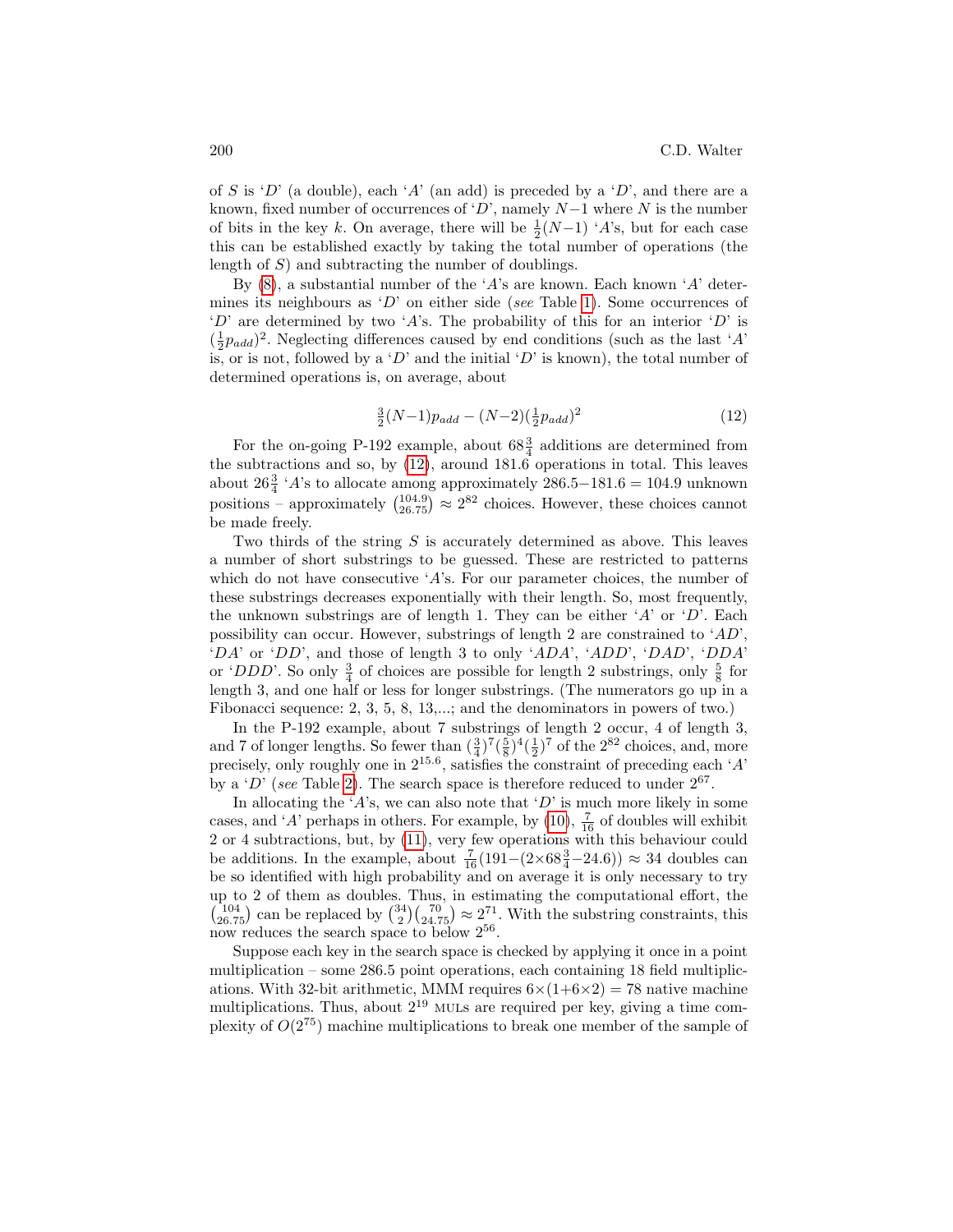of $S$ is '$D$' (a double), each '$A$' (an add) is preceded by a '$D$', and there are a known, fixed number of occurrences of '$D$', namely $N{-}1$ where $N$ is the number of bits in the key $k$. On average, there will be $\frac{1}{2}(N{-}1)$ '$A$'s, but for each case this can be established exactly by taking the total number of operations (the length of $S$) and subtracting the number of doublings.

By (8), a substantial number of the '$A$'s are known. Each known '$A$' determines its neighbours as '$D$' on either side (*see* Table 1). Some occurrences of '$D$' are determined by two '$A$'s. The probability of this for an interior '$D$' is $(\frac{1}{2}p_{add})^2$. Neglecting differences caused by end conditions (such as the last '$A$' is, or is not, followed by a '$D$' and the initial '$D$' is known), the total number of determined operations is, on average, about

$$\tfrac{3}{2}(N{-}1)p_{add} - (N{-}2)(\tfrac{1}{2}p_{add})^2 \tag{12}$$

For the on-going P-192 example, about $68\frac{3}{4}$ additions are determined from the subtractions and so, by (12), around 181.6 operations in total. This leaves about $26\frac{3}{4}$ '$A$'s to allocate among approximately $286.5{-}181.6 = 104.9$ unknown positions – approximately $\binom{104.9}{26.75} \approx 2^{82}$ choices. However, these choices cannot be made freely.

Two thirds of the string $S$ is accurately determined as above. This leaves a number of short substrings to be guessed. These are restricted to patterns which do not have consecutive '$A$'s. For our parameter choices, the number of these substrings decreases exponentially with their length. So, most frequently, the unknown substrings are of length 1. They can be either '$A$' or '$D$'. Each possibility can occur. However, substrings of length 2 are constrained to '$AD$', '$DA$' or '$DD$', and those of length 3 to only '$ADA$', '$ADD$', '$DAD$', '$DDA$' or '$DDD$'. So only $\frac{3}{4}$ of choices are possible for length 2 substrings, only $\frac{5}{8}$ for length 3, and one half or less for longer substrings. (The numerators go up in a Fibonacci sequence: 2, 3, 5, 8, 13,...; and the denominators in powers of two.)

In the P-192 example, about 7 substrings of length 2 occur, 4 of length 3, and 7 of longer lengths. So fewer than $(\frac{3}{4})^7(\frac{5}{8})^4(\frac{1}{2})^7$ of the $2^{82}$ choices, and, more precisely, only roughly one in $2^{15.6}$, satisfies the constraint of preceding each '$A$' by a '$D$' (*see* Table 2). The search space is therefore reduced to under $2^{67}$.

In allocating the '$A$'s, we can also note that '$D$' is much more likely in some cases, and '$A$' perhaps in others. For example, by (10), $\frac{7}{16}$ of doubles will exhibit 2 or 4 subtractions, but, by (11), very few operations with this behaviour could be additions. In the example, about $\frac{7}{16}(191{-}(2{\times}68\frac{3}{4}{-}24.6)) \approx 34$ doubles can be so identified with high probability and on average it is only necessary to try up to 2 of them as doubles. Thus, in estimating the computational effort, the $\binom{104}{26.75}$ can be replaced by $\binom{34}{2}\binom{70}{24.75} \approx 2^{71}$. With the substring constraints, this now reduces the search space to below $2^{56}$.

Suppose each key in the search space is checked by applying it once in a point multiplication – some 286.5 point operations, each containing 18 field multiplications. With 32-bit arithmetic, MMM requires $6{\times}(1{+}6{\times}2) = 78$ native machine multiplications. Thus, about $2^{19}$ MULs are required per key, giving a time complexity of $O(2^{75})$ machine multiplications to break one member of the sample of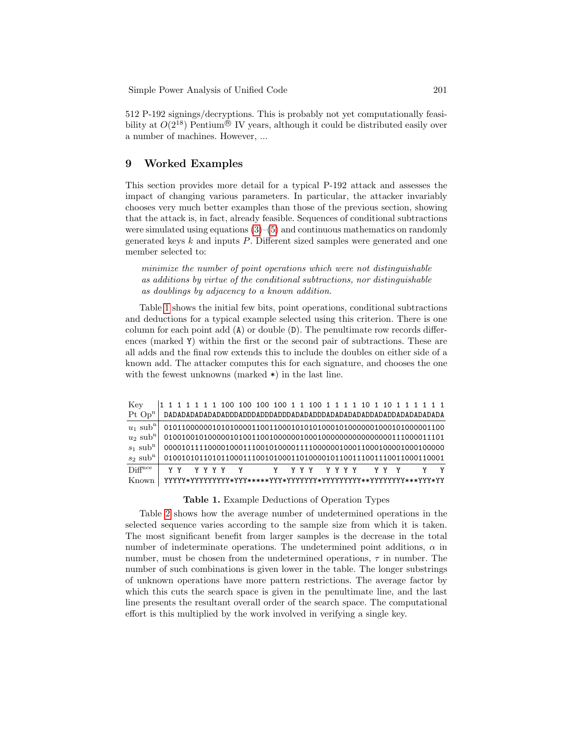512 P-192 signings/decryptions. This is probably not yet computationally feasibility at $O(2^{18})$ Pentium® IV years, although it could be distributed easily over a number of machines. However, ...

## 9 Worked Examples

This section provides more detail for a typical P-192 attack and assesses the impact of changing various parameters. In particular, the attacker invariably chooses very much better examples than those of the previous section, showing that the attack is, in fact, already feasible. Sequences of conditional subtractions were simulated using equations (3)–(5) and continuous mathematics on randomly generated keys $k$ and inputs $P$. Different sized samples were generated and one member selected to:

*minimize the number of point operations which were not distinguishable as additions by virtue of the conditional subtractions, nor distinguishable as doublings by adjacency to a known addition.*

Table 1 shows the initial few bits, point operations, conditional subtractions and deductions for a typical example selected using this criterion. There is one column for each point add (`A`) or double (`D`). The penultimate row records differences (marked `Y`) within the first or the second pair of subtractions. These are all adds and the final row extends this to include the doubles on either side of a known add. The attacker computes this for each signature, and chooses the one with the fewest unknowns (marked `*`) in the last line.

```
Key     |1 1 1 1 1 1 1 100 100 100 100 1 1 100 1 1 1 1 10 1 10 1 1 1 1 1 1
Pt Opⁿ  | DADADADADADADADDDADDDADDDADDDADADADADDDADADADADADDADADDADADADADADA
u1 subⁿ | 01011000000101010000110011000101010100010100000001000101000001100
u2 subⁿ | 01001001010000010100110010000000100010000000000000000111000011101
s1 subⁿ | 00001011110000100011100101000011110000000100011000100001000100000
s2 subⁿ | 01001010110101100011100101000110100001011001110011100110001100001
Diffⁿᶜᵉ |  Y Y  Y Y Y Y  Y        Y  Y Y Y  Y Y Y Y   Y Y  Y     Y  Y
Known   | YYYYY*YYYYYYYYY*YYY*****YYY*YYYYYYY*YYYYYYYYY**YYYYYYYY***YYY*YY
```

**Table 1.** Example Deductions of Operation Types

Table 2 shows how the average number of undetermined operations in the selected sequence varies according to the sample size from which it is taken. The most significant benefit from larger samples is the decrease in the total number of indeterminate operations. The undetermined point additions, $\alpha$ in number, must be chosen from the undetermined operations, $\tau$ in number. The number of such combinations is given lower in the table. The longer substrings of unknown operations have more pattern restrictions. The average factor by which this cuts the search space is given in the penultimate line, and the last line presents the resultant overall order of the search space. The computational effort is this multiplied by the work involved in verifying a single key.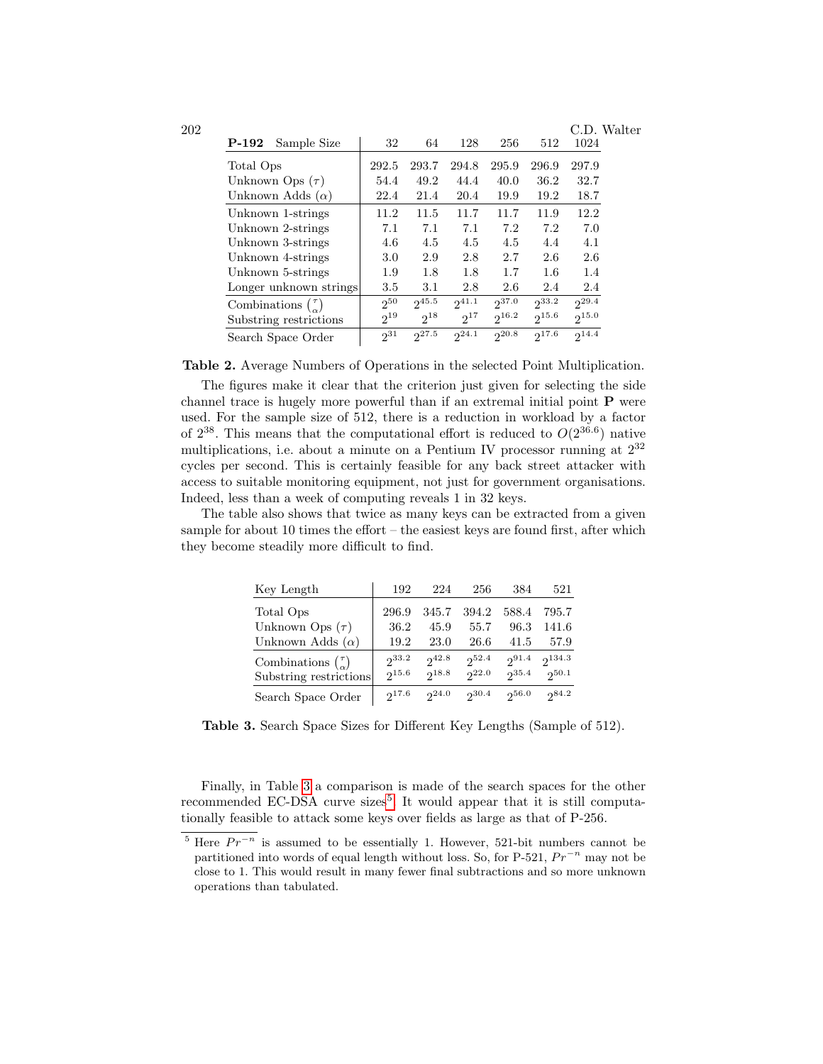| **P-192** Sample Size | 32 | 64 | 128 | 256 | 512 | 1024 |
|---|---|---|---|---|---|---|
| Total Ops | 292.5 | 293.7 | 294.8 | 295.9 | 296.9 | 297.9 |
| Unknown Ops ($\tau$) | 54.4 | 49.2 | 44.4 | 40.0 | 36.2 | 32.7 |
| Unknown Adds ($\alpha$) | 22.4 | 21.4 | 20.4 | 19.9 | 19.2 | 18.7 |
| Unknown 1-strings | 11.2 | 11.5 | 11.7 | 11.7 | 11.9 | 12.2 |
| Unknown 2-strings | 7.1 | 7.1 | 7.1 | 7.2 | 7.2 | 7.0 |
| Unknown 3-strings | 4.6 | 4.5 | 4.5 | 4.5 | 4.4 | 4.1 |
| Unknown 4-strings | 3.0 | 2.9 | 2.8 | 2.7 | 2.6 | 2.6 |
| Unknown 5-strings | 1.9 | 1.8 | 1.8 | 1.7 | 1.6 | 1.4 |
| Longer unknown strings | 3.5 | 3.1 | 2.8 | 2.6 | 2.4 | 2.4 |
| Combinations $\binom{\tau}{\alpha}$ | $2^{50}$ | $2^{45.5}$ | $2^{41.1}$ | $2^{37.0}$ | $2^{33.2}$ | $2^{29.4}$ |
| Substring restrictions | $2^{19}$ | $2^{18}$ | $2^{17}$ | $2^{16.2}$ | $2^{15.6}$ | $2^{15.0}$ |
| Search Space Order | $2^{31}$ | $2^{27.5}$ | $2^{24.1}$ | $2^{20.8}$ | $2^{17.6}$ | $2^{14.4}$ |

**Table 2.** Average Numbers of Operations in the selected Point Multiplication.

The figures make it clear that the criterion just given for selecting the side channel trace is hugely more powerful than if an extremal initial point **P** were used. For the sample size of 512, there is a reduction in workload by a factor of $2^{38}$. This means that the computational effort is reduced to $O(2^{36.6})$ native multiplications, i.e. about a minute on a Pentium IV processor running at $2^{32}$ cycles per second. This is certainly feasible for any back street attacker with access to suitable monitoring equipment, not just for government organisations. Indeed, less than a week of computing reveals 1 in 32 keys.

The table also shows that twice as many keys can be extracted from a given sample for about 10 times the effort – the easiest keys are found first, after which they become steadily more difficult to find.

| Key Length | 192 | 224 | 256 | 384 | 521 |
|---|---|---|---|---|---|
| Total Ops | 296.9 | 345.7 | 394.2 | 588.4 | 795.7 |
| Unknown Ops ($\tau$) | 36.2 | 45.9 | 55.7 | 96.3 | 141.6 |
| Unknown Adds ($\alpha$) | 19.2 | 23.0 | 26.6 | 41.5 | 57.9 |
| Combinations $\binom{\tau}{\alpha}$ | $2^{33.2}$ | $2^{42.8}$ | $2^{52.4}$ | $2^{91.4}$ | $2^{134.3}$ |
| Substring restrictions | $2^{15.6}$ | $2^{18.8}$ | $2^{22.0}$ | $2^{35.4}$ | $2^{50.1}$ |
| Search Space Order | $2^{17.6}$ | $2^{24.0}$ | $2^{30.4}$ | $2^{56.0}$ | $2^{84.2}$ |

**Table 3.** Search Space Sizes for Different Key Lengths (Sample of 512).

Finally, in Table 3 a comparison is made of the search spaces for the other recommended EC-DSA curve sizes[5]. It would appear that it is still computationally feasible to attack some keys over fields as large as that of P-256.

[5] Here $Pr^{-n}$ is assumed to be essentially 1. However, 521-bit numbers cannot be partitioned into words of equal length without loss. So, for P-521, $Pr^{-n}$ may not be close to 1. This would result in many fewer final subtractions and so more unknown operations than tabulated.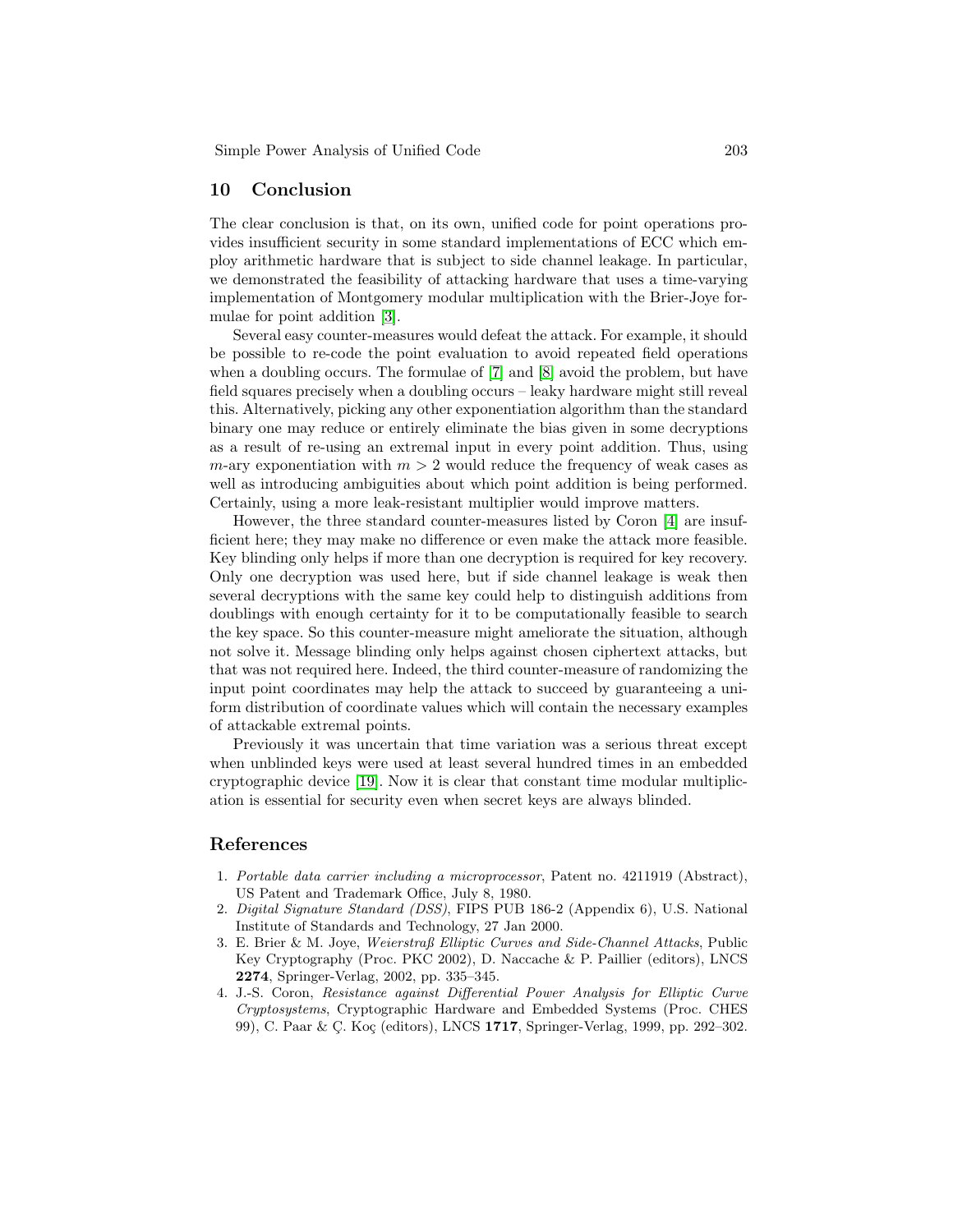## 10 Conclusion

The clear conclusion is that, on its own, unified code for point operations provides insufficient security in some standard implementations of ECC which employ arithmetic hardware that is subject to side channel leakage. In particular, we demonstrated the feasibility of attacking hardware that uses a time-varying implementation of Montgomery modular multiplication with the Brier-Joye formulae for point addition [3].

Several easy counter-measures would defeat the attack. For example, it should be possible to re-code the point evaluation to avoid repeated field operations when a doubling occurs. The formulae of [7] and [8] avoid the problem, but have field squares precisely when a doubling occurs – leaky hardware might still reveal this. Alternatively, picking any other exponentiation algorithm than the standard binary one may reduce or entirely eliminate the bias given in some decryptions as a result of re-using an extremal input in every point addition. Thus, using $m$-ary exponentiation with $m > 2$ would reduce the frequency of weak cases as well as introducing ambiguities about which point addition is being performed. Certainly, using a more leak-resistant multiplier would improve matters.

However, the three standard counter-measures listed by Coron [4] are insufficient here; they may make no difference or even make the attack more feasible. Key blinding only helps if more than one decryption is required for key recovery. Only one decryption was used here, but if side channel leakage is weak then several decryptions with the same key could help to distinguish additions from doublings with enough certainty for it to be computationally feasible to search the key space. So this counter-measure might ameliorate the situation, although not solve it. Message blinding only helps against chosen ciphertext attacks, but that was not required here. Indeed, the third counter-measure of randomizing the input point coordinates may help the attack to succeed by guaranteeing a uniform distribution of coordinate values which will contain the necessary examples of attackable extremal points.

Previously it was uncertain that time variation was a serious threat except when unblinded keys were used at least several hundred times in an embedded cryptographic device [19]. Now it is clear that constant time modular multiplication is essential for security even when secret keys are always blinded.

## References

1. *Portable data carrier including a microprocessor*, Patent no. 4211919 (Abstract), US Patent and Trademark Office, July 8, 1980.
2. *Digital Signature Standard (DSS)*, FIPS PUB 186-2 (Appendix 6), U.S. National Institute of Standards and Technology, 27 Jan 2000.
3. E. Brier & M. Joye, *Weierstraß Elliptic Curves and Side-Channel Attacks*, Public Key Cryptography (Proc. PKC 2002), D. Naccache & P. Paillier (editors), LNCS **2274**, Springer-Verlag, 2002, pp. 335–345.
4. J.-S. Coron, *Resistance against Differential Power Analysis for Elliptic Curve Cryptosystems*, Cryptographic Hardware and Embedded Systems (Proc. CHES 99), C. Paar & Ç. Koç (editors), LNCS **1717**, Springer-Verlag, 1999, pp. 292–302.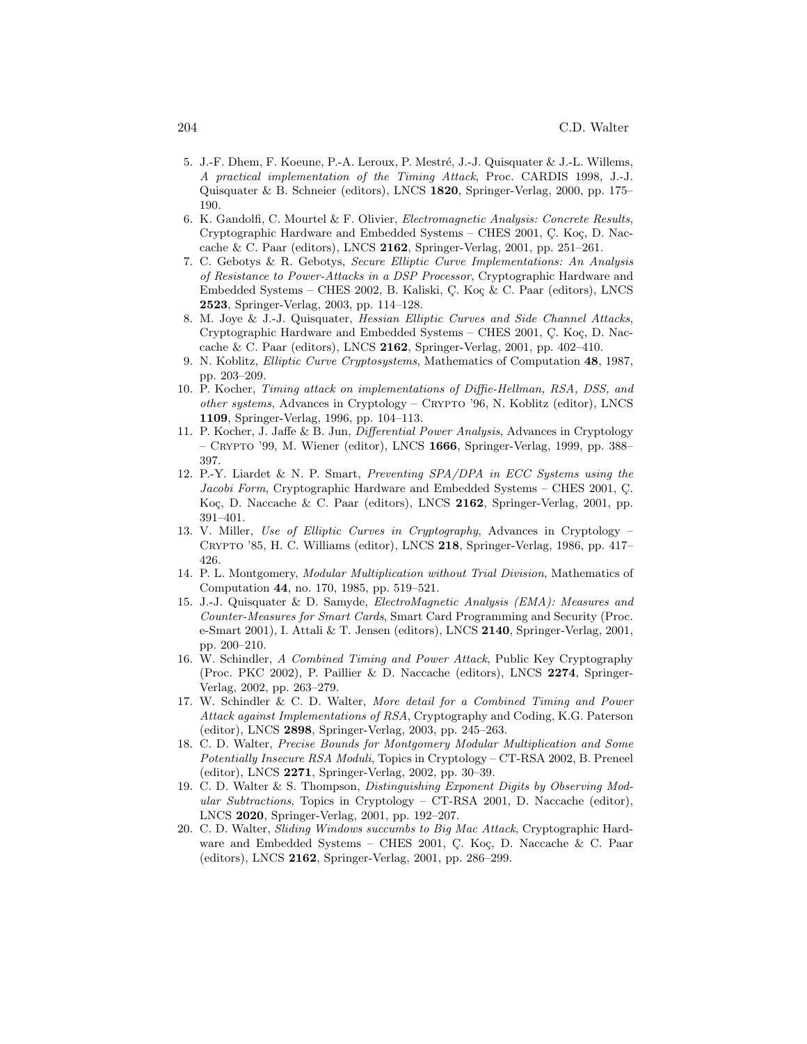5. J.-F. Dhem, F. Koeune, P.-A. Leroux, P. Mestré, J.-J. Quisquater & J.-L. Willems, *A practical implementation of the Timing Attack*, Proc. CARDIS 1998, J.-J. Quisquater & B. Schneier (editors), LNCS **1820**, Springer-Verlag, 2000, pp. 175–190.
6. K. Gandolfi, C. Mourtel & F. Olivier, *Electromagnetic Analysis: Concrete Results*, Cryptographic Hardware and Embedded Systems – CHES 2001, Ç. Koç, D. Naccache & C. Paar (editors), LNCS **2162**, Springer-Verlag, 2001, pp. 251–261.
7. C. Gebotys & R. Gebotys, *Secure Elliptic Curve Implementations: An Analysis of Resistance to Power-Attacks in a DSP Processor*, Cryptographic Hardware and Embedded Systems – CHES 2002, B. Kaliski, Ç. Koç & C. Paar (editors), LNCS **2523**, Springer-Verlag, 2003, pp. 114–128.
8. M. Joye & J.-J. Quisquater, *Hessian Elliptic Curves and Side Channel Attacks*, Cryptographic Hardware and Embedded Systems – CHES 2001, Ç. Koç, D. Naccache & C. Paar (editors), LNCS **2162**, Springer-Verlag, 2001, pp. 402–410.
9. N. Koblitz, *Elliptic Curve Cryptosystems*, Mathematics of Computation **48**, 1987, pp. 203–209.
10. P. Kocher, *Timing attack on implementations of Diffie-Hellman, RSA, DSS, and other systems*, Advances in Cryptology – Crypto '96, N. Koblitz (editor), LNCS **1109**, Springer-Verlag, 1996, pp. 104–113.
11. P. Kocher, J. Jaffe & B. Jun, *Differential Power Analysis*, Advances in Cryptology – Crypto '99, M. Wiener (editor), LNCS **1666**, Springer-Verlag, 1999, pp. 388–397.
12. P.-Y. Liardet & N. P. Smart, *Preventing SPA/DPA in ECC Systems using the Jacobi Form*, Cryptographic Hardware and Embedded Systems – CHES 2001, Ç. Koç, D. Naccache & C. Paar (editors), LNCS **2162**, Springer-Verlag, 2001, pp. 391–401.
13. V. Miller, *Use of Elliptic Curves in Cryptography*, Advances in Cryptology – Crypto '85, H. C. Williams (editor), LNCS **218**, Springer-Verlag, 1986, pp. 417–426.
14. P. L. Montgomery, *Modular Multiplication without Trial Division*, Mathematics of Computation **44**, no. 170, 1985, pp. 519–521.
15. J.-J. Quisquater & D. Samyde, *ElectroMagnetic Analysis (EMA): Measures and Counter-Measures for Smart Cards*, Smart Card Programming and Security (Proc. e-Smart 2001), I. Attali & T. Jensen (editors), LNCS **2140**, Springer-Verlag, 2001, pp. 200–210.
16. W. Schindler, *A Combined Timing and Power Attack*, Public Key Cryptography (Proc. PKC 2002), P. Paillier & D. Naccache (editors), LNCS **2274**, Springer-Verlag, 2002, pp. 263–279.
17. W. Schindler & C. D. Walter, *More detail for a Combined Timing and Power Attack against Implementations of RSA*, Cryptography and Coding, K.G. Paterson (editor), LNCS **2898**, Springer-Verlag, 2003, pp. 245–263.
18. C. D. Walter, *Precise Bounds for Montgomery Modular Multiplication and Some Potentially Insecure RSA Moduli*, Topics in Cryptology – CT-RSA 2002, B. Preneel (editor), LNCS **2271**, Springer-Verlag, 2002, pp. 30–39.
19. C. D. Walter & S. Thompson, *Distinguishing Exponent Digits by Observing Modular Subtractions*, Topics in Cryptology – CT-RSA 2001, D. Naccache (editor), LNCS **2020**, Springer-Verlag, 2001, pp. 192–207.
20. C. D. Walter, *Sliding Windows succumbs to Big Mac Attack*, Cryptographic Hardware and Embedded Systems – CHES 2001, Ç. Koç, D. Naccache & C. Paar (editors), LNCS **2162**, Springer-Verlag, 2001, pp. 286–299.